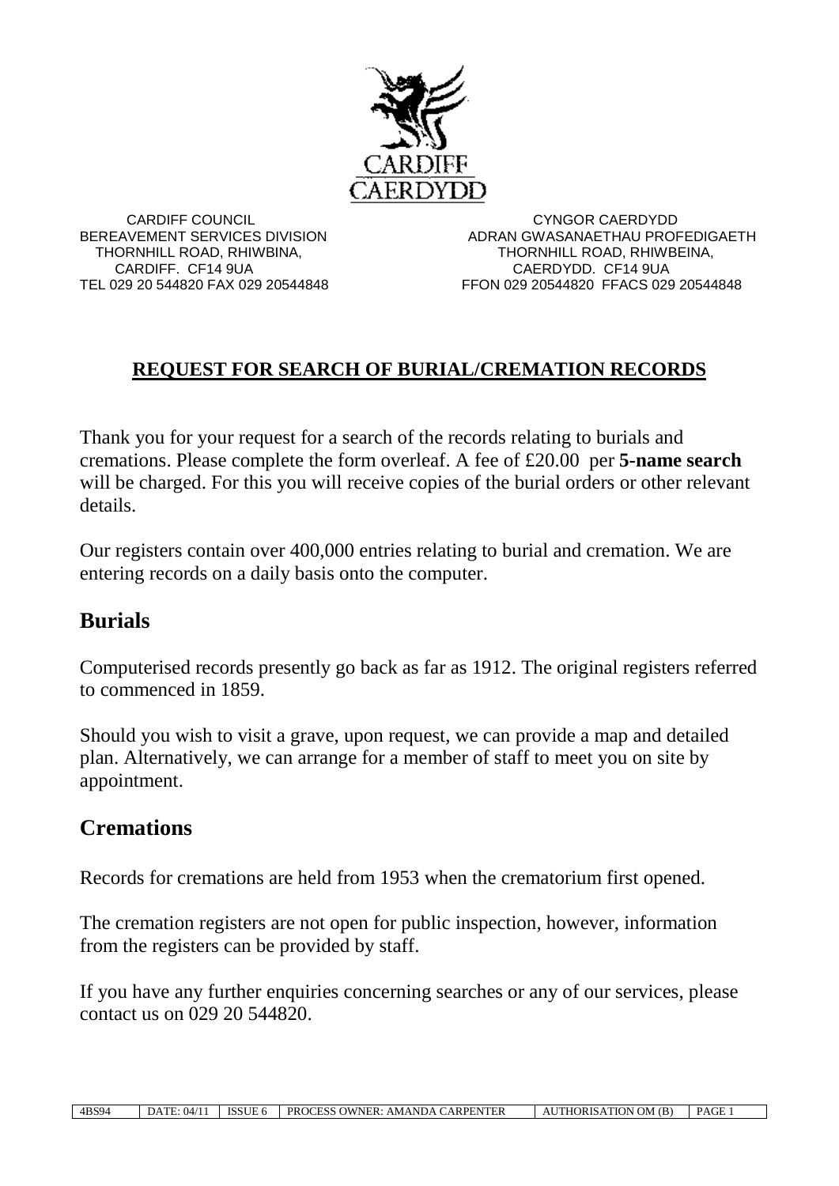CARDIFF
CAERDYDD

CARDIFF COUNCIL
BEREAVEMENT SERVICES DIVISION
THORNHILL ROAD, RHIWBINA,
CARDIFF. CF14 9UA
TEL 029 20 544820 FAX 029 20544848

CYNGOR CAERDYDD
ADRAN GWASANAETHAU PROFEDIGAETH
THORNHILL ROAD, RHIWBEINA,
CAERDYDD. CF14 9UA
FFON 029 20544820 FFACS 029 20544848

## REQUEST FOR SEARCH OF BURIAL/CREMATION RECORDS

Thank you for your request for a search of the records relating to burials and cremations. Please complete the form overleaf. A fee of £20.00 per **5-name search** will be charged. For this you will receive copies of the burial orders or other relevant details.

Our registers contain over 400,000 entries relating to burial and cremation. We are entering records on a daily basis onto the computer.

## Burials

Computerised records presently go back as far as 1912. The original registers referred to commenced in 1859.

Should you wish to visit a grave, upon request, we can provide a map and detailed plan. Alternatively, we can arrange for a member of staff to meet you on site by appointment.

## Cremations

Records for cremations are held from 1953 when the crematorium first opened.

The cremation registers are not open for public inspection, however, information from the registers can be provided by staff.

If you have any further enquiries concerning searches or any of our services, please contact us on 029 20 544820.

| 4BS94 | DATE: 04/11 | ISSUE 6 | PROCESS OWNER: AMANDA CARPENTER | AUTHORISATION OM (B) | PAGE 1 |
|---|---|---|---|---|---|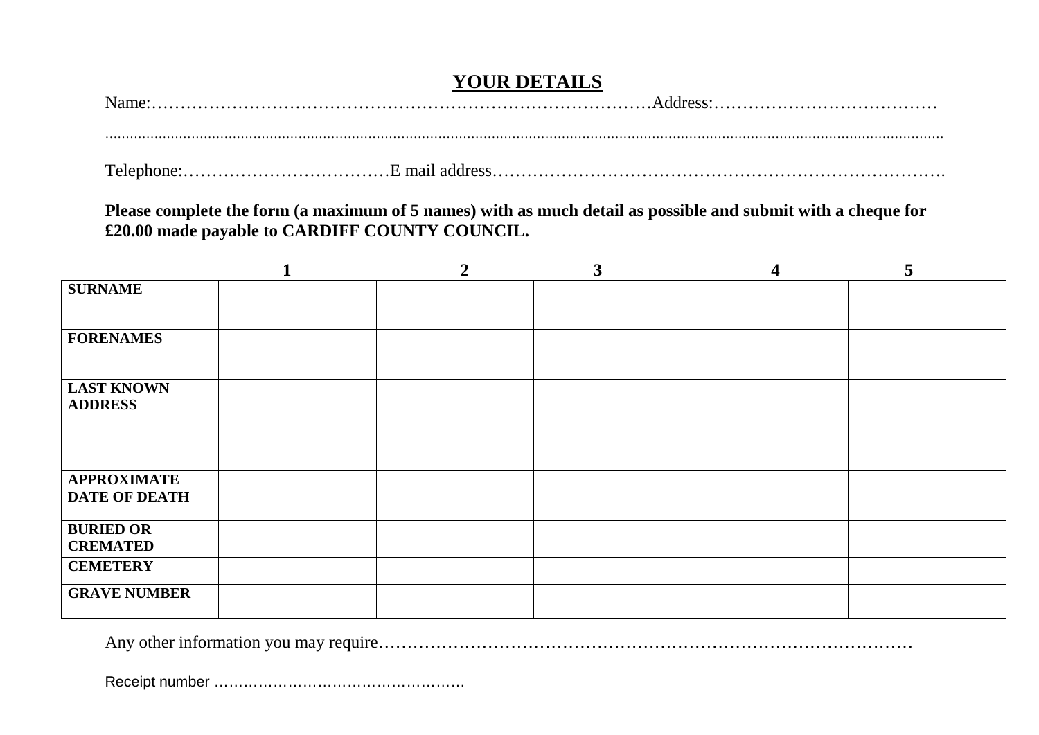## YOUR DETAILS

Name:…………………………………………………………………………Address:…………………………………

……………………………………………………………………………………………………………………………………………

Telephone:………………………………E mail address…………………………………………………………………….

**Please complete the form (a maximum of 5 names) with as much detail as possible and submit with a cheque for £20.00 made payable to CARDIFF COUNTY COUNCIL.**

| | 1 | 2 | 3 | 4 | 5 |
|---|---|---|---|---|---|
| **SURNAME** | | | | | |
| **FORENAMES** | | | | | |
| **LAST KNOWN ADDRESS** | | | | | |
| **APPROXIMATE DATE OF DEATH** | | | | | |
| **BURIED OR CREMATED** | | | | | |
| **CEMETERY** | | | | | |
| **GRAVE NUMBER** | | | | | |

Any other information you may require………………………………………………………………………………

Receipt number ……………………………………………